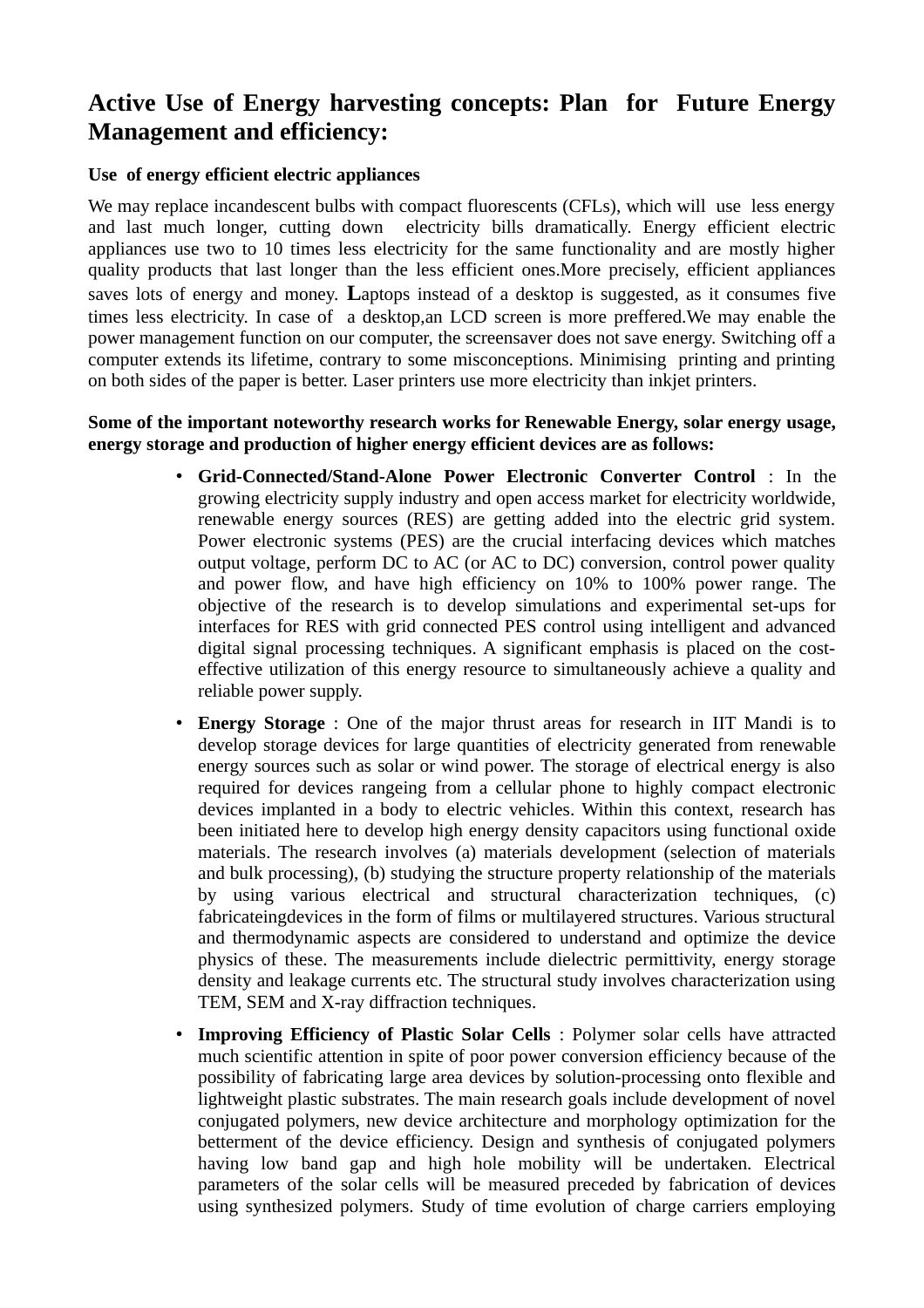# Active Use of Energy harvesting concepts: Plan for Future Energy Management and efficiency:

**Use of energy efficient electric appliances**

We may replace incandescent bulbs with compact fluorescents (CFLs), which will use less energy and last much longer, cutting down electricity bills dramatically. Energy efficient electric appliances use two to 10 times less electricity for the same functionality and are mostly higher quality products that last longer than the less efficient ones.More precisely, efficient appliances saves lots of energy and money. Laptops instead of a desktop is suggested, as it consumes five times less electricity. In case of a desktop,an LCD screen is more preffered.We may enable the power management function on our computer, the screensaver does not save energy. Switching off a computer extends its lifetime, contrary to some misconceptions. Minimising printing and printing on both sides of the paper is better. Laser printers use more electricity than inkjet printers.

**Some of the important noteworthy research works for Renewable Energy, solar energy usage, energy storage and production of higher energy efficient devices are as follows:**

- **Grid-Connected/Stand-Alone Power Electronic Converter Control** : In the growing electricity supply industry and open access market for electricity worldwide, renewable energy sources (RES) are getting added into the electric grid system. Power electronic systems (PES) are the crucial interfacing devices which matches output voltage, perform DC to AC (or AC to DC) conversion, control power quality and power flow, and have high efficiency on 10% to 100% power range. The objective of the research is to develop simulations and experimental set-ups for interfaces for RES with grid connected PES control using intelligent and advanced digital signal processing techniques. A significant emphasis is placed on the cost-effective utilization of this energy resource to simultaneously achieve a quality and reliable power supply.
- **Energy Storage** : One of the major thrust areas for research in IIT Mandi is to develop storage devices for large quantities of electricity generated from renewable energy sources such as solar or wind power. The storage of electrical energy is also required for devices rangeing from a cellular phone to highly compact electronic devices implanted in a body to electric vehicles. Within this context, research has been initiated here to develop high energy density capacitors using functional oxide materials. The research involves (a) materials development (selection of materials and bulk processing), (b) studying the structure property relationship of the materials by using various electrical and structural characterization techniques, (c) fabricateingdevices in the form of films or multilayered structures. Various structural and thermodynamic aspects are considered to understand and optimize the device physics of these. The measurements include dielectric permittivity, energy storage density and leakage currents etc. The structural study involves characterization using TEM, SEM and X-ray diffraction techniques.
- **Improving Efficiency of Plastic Solar Cells** : Polymer solar cells have attracted much scientific attention in spite of poor power conversion efficiency because of the possibility of fabricating large area devices by solution-processing onto flexible and lightweight plastic substrates. The main research goals include development of novel conjugated polymers, new device architecture and morphology optimization for the betterment of the device efficiency. Design and synthesis of conjugated polymers having low band gap and high hole mobility will be undertaken. Electrical parameters of the solar cells will be measured preceded by fabrication of devices using synthesized polymers. Study of time evolution of charge carriers employing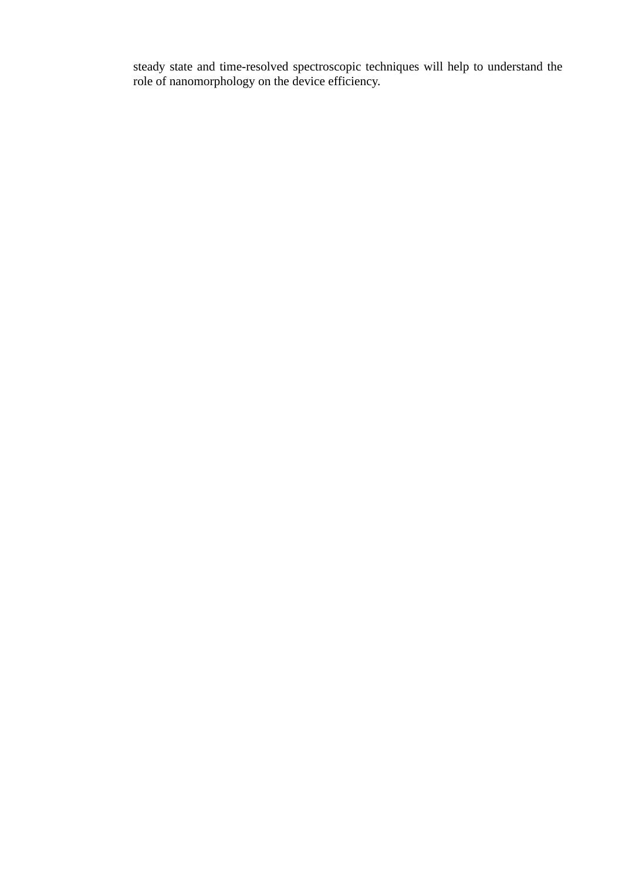steady state and time-resolved spectroscopic techniques will help to understand the role of nanomorphology on the device efficiency.